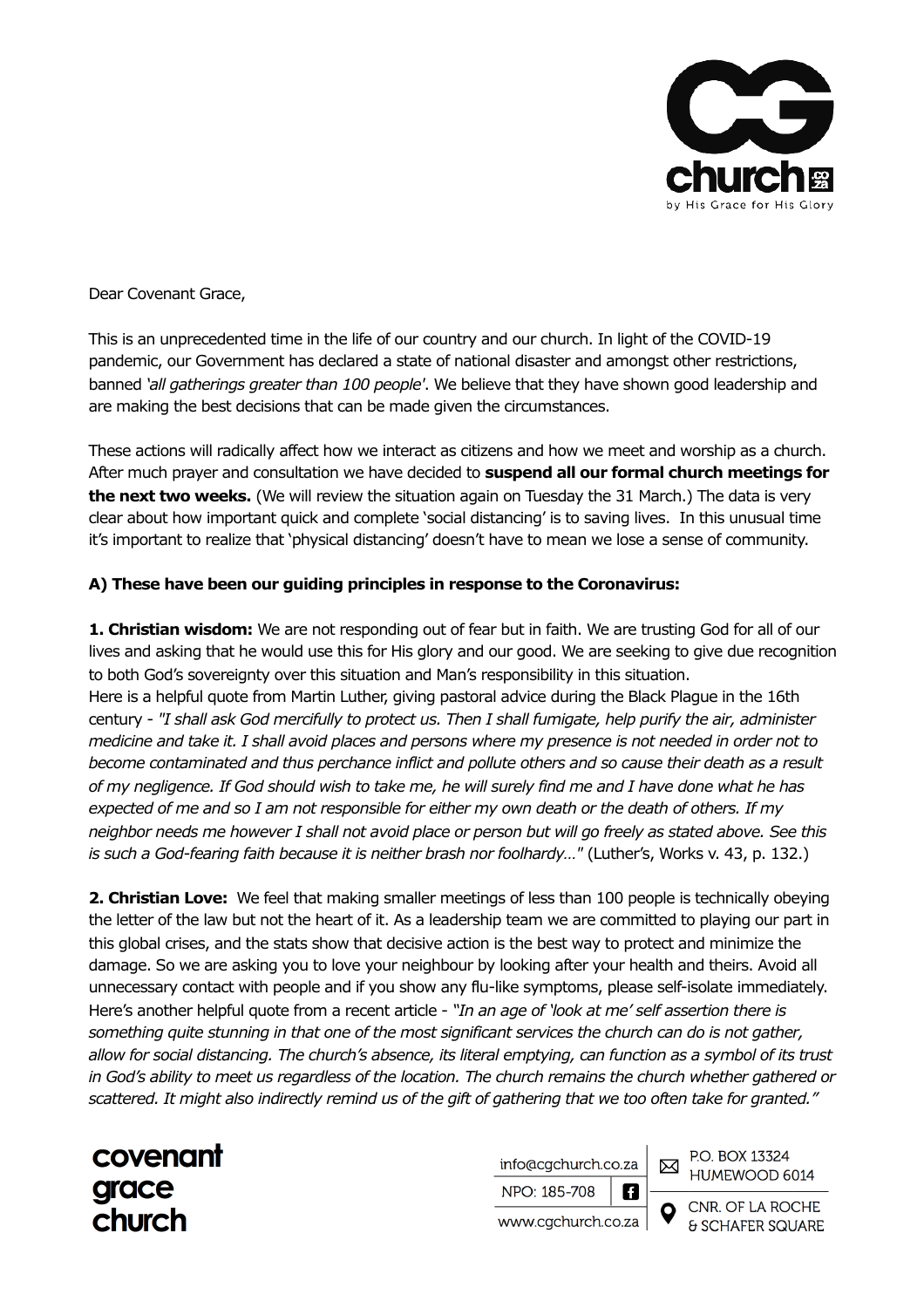Dear Covenant Grace,

This is an unprecedented time in the life of our country and our church. In light of the COVID-19 pandemic, our Government has declared a state of national disaster and amongst other restrictions, banned *'all gatherings greater than 100 people'*. We believe that they have shown good leadership and are making the best decisions that can be made given the circumstances.

These actions will radically affect how we interact as citizens and how we meet and worship as a church. After much prayer and consultation we have decided to **suspend all our formal church meetings for the next two weeks.** (We will review the situation again on Tuesday the 31 March.) The data is very clear about how important quick and complete 'social distancing' is to saving lives. In this unusual time it's important to realize that 'physical distancing' doesn't have to mean we lose a sense of community.

**A) These have been our guiding principles in response to the Coronavirus:**

**1. Christian wisdom:** We are not responding out of fear but in faith. We are trusting God for all of our lives and asking that he would use this for His glory and our good. We are seeking to give due recognition to both God's sovereignty over this situation and Man's responsibility in this situation.
Here is a helpful quote from Martin Luther, giving pastoral advice during the Black Plague in the 16th century - *"I shall ask God mercifully to protect us. Then I shall fumigate, help purify the air, administer medicine and take it. I shall avoid places and persons where my presence is not needed in order not to become contaminated and thus perchance inflict and pollute others and so cause their death as a result of my negligence. If God should wish to take me, he will surely find me and I have done what he has expected of me and so I am not responsible for either my own death or the death of others. If my neighbor needs me however I shall not avoid place or person but will go freely as stated above. See this is such a God-fearing faith because it is neither brash nor foolhardy…"* (Luther's, Works v. 43, p. 132.)

**2. Christian Love:** We feel that making smaller meetings of less than 100 people is technically obeying the letter of the law but not the heart of it. As a leadership team we are committed to playing our part in this global crises, and the stats show that decisive action is the best way to protect and minimize the damage. So we are asking you to love your neighbour by looking after your health and theirs. Avoid all unnecessary contact with people and if you show any flu-like symptoms, please self-isolate immediately. Here's another helpful quote from a recent article - *"In an age of 'look at me' self assertion there is something quite stunning in that one of the most significant services the church can do is not gather, allow for social distancing. The church's absence, its literal emptying, can function as a symbol of its trust in God's ability to meet us regardless of the location. The church remains the church whether gathered or scattered. It might also indirectly remind us of the gift of gathering that we too often take for granted."*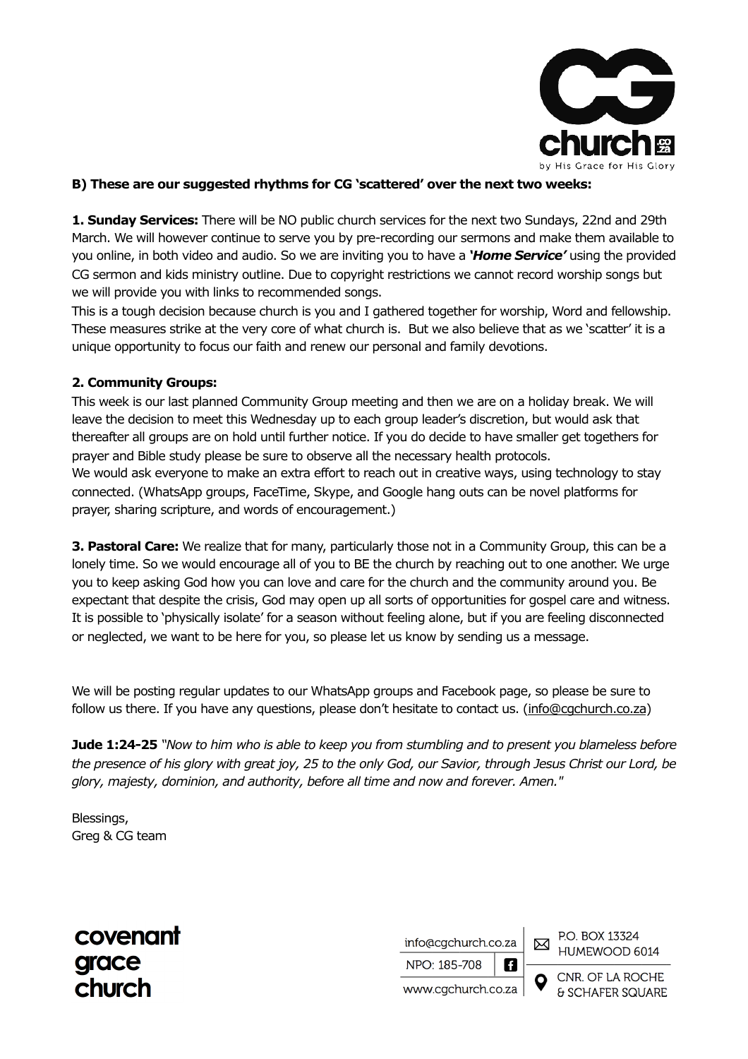**B) These are our suggested rhythms for CG 'scattered' over the next two weeks:**

**1. Sunday Services:** There will be NO public church services for the next two Sundays, 22nd and 29th March. We will however continue to serve you by pre-recording our sermons and make them available to you online, in both video and audio. So we are inviting you to have a ***'Home Service'*** using the provided CG sermon and kids ministry outline. Due to copyright restrictions we cannot record worship songs but we will provide you with links to recommended songs.
This is a tough decision because church is you and I gathered together for worship, Word and fellowship. These measures strike at the very core of what church is. But we also believe that as we 'scatter' it is a unique opportunity to focus our faith and renew our personal and family devotions.

**2. Community Groups:**
This week is our last planned Community Group meeting and then we are on a holiday break. We will leave the decision to meet this Wednesday up to each group leader's discretion, but would ask that thereafter all groups are on hold until further notice. If you do decide to have smaller get togethers for prayer and Bible study please be sure to observe all the necessary health protocols.
We would ask everyone to make an extra effort to reach out in creative ways, using technology to stay connected. (WhatsApp groups, FaceTime, Skype, and Google hang outs can be novel platforms for prayer, sharing scripture, and words of encouragement.)

**3. Pastoral Care:** We realize that for many, particularly those not in a Community Group, this can be a lonely time. So we would encourage all of you to BE the church by reaching out to one another. We urge you to keep asking God how you can love and care for the church and the community around you. Be expectant that despite the crisis, God may open up all sorts of opportunities for gospel care and witness. It is possible to 'physically isolate' for a season without feeling alone, but if you are feeling disconnected or neglected, we want to be here for you, so please let us know by sending us a message.

We will be posting regular updates to our WhatsApp groups and Facebook page, so please be sure to follow us there. If you have any questions, please don't hesitate to contact us. (info@cgchurch.co.za)

**Jude 1:24-25** *"Now to him who is able to keep you from stumbling and to present you blameless before the presence of his glory with great joy, 25 to the only God, our Savior, through Jesus Christ our Lord, be glory, majesty, dominion, and authority, before all time and now and forever. Amen."*

Blessings,
Greg & CG team

covenant grace church

info@cgchurch.co.za
NPO: 185-708
www.cgchurch.co.za
P.O. BOX 13324 HUMEWOOD 6014
CNR. OF LA ROCHE & SCHAFER SQUARE